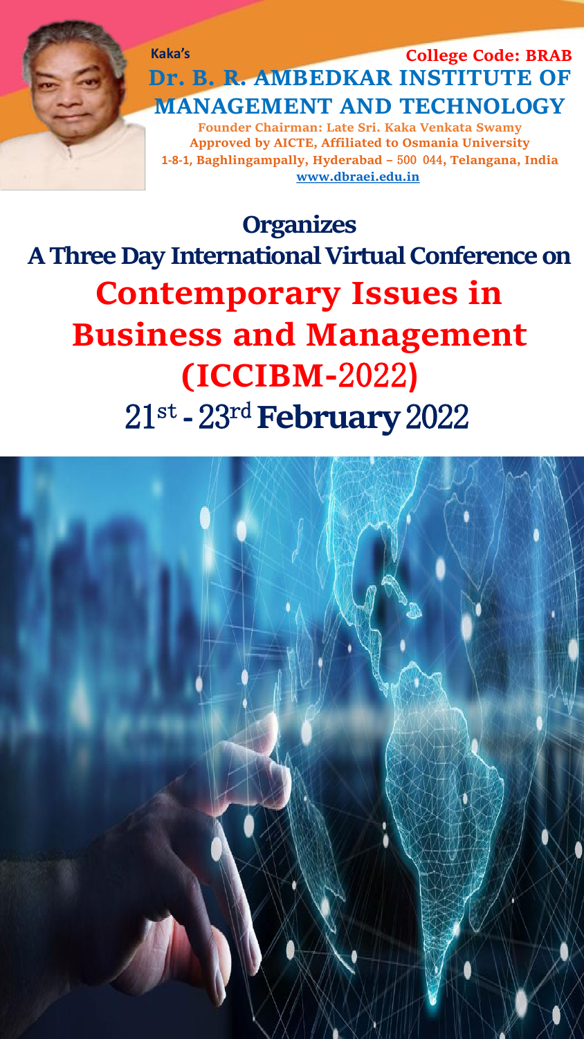Kaka's

College Code: BRAB

# Dr. B. R. AMBEDKAR INSTITUTE OF MANAGEMENT AND TECHNOLOGY

**Founder Chairman: Late Sri. Kaka Venkata Swamy**

**Approved by AICTE, Affiliated to Osmania University**

**1-8-1, Baghlingampally, Hyderabad – 500 044, Telangana, India**

**www.dbraei.edu.in**

## Organizes

## A Three Day International Virtual Conference on

# Contemporary Issues in Business and Management (ICCIBM-2022)

## 21st - 23rd February 2022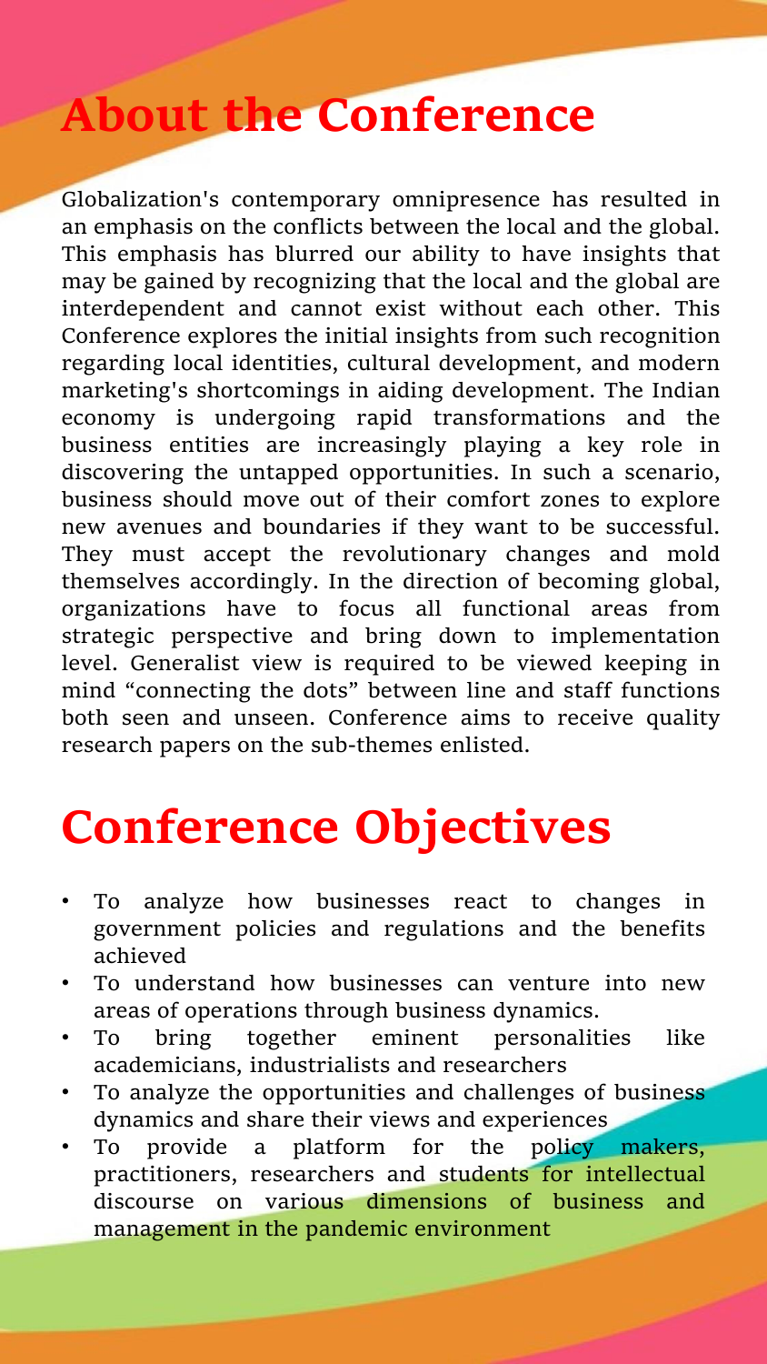# About the Conference

Globalization's contemporary omnipresence has resulted in an emphasis on the conflicts between the local and the global. This emphasis has blurred our ability to have insights that may be gained by recognizing that the local and the global are interdependent and cannot exist without each other. This Conference explores the initial insights from such recognition regarding local identities, cultural development, and modern marketing's shortcomings in aiding development. The Indian economy is undergoing rapid transformations and the business entities are increasingly playing a key role in discovering the untapped opportunities. In such a scenario, business should move out of their comfort zones to explore new avenues and boundaries if they want to be successful. They must accept the revolutionary changes and mold themselves accordingly. In the direction of becoming global, organizations have to focus all functional areas from strategic perspective and bring down to implementation level. Generalist view is required to be viewed keeping in mind "connecting the dots" between line and staff functions both seen and unseen. Conference aims to receive quality research papers on the sub-themes enlisted.

# Conference Objectives

- To analyze how businesses react to changes in government policies and regulations and the benefits achieved
- To understand how businesses can venture into new areas of operations through business dynamics.
- To bring together eminent personalities like academicians, industrialists and researchers
- To analyze the opportunities and challenges of business dynamics and share their views and experiences
- To provide a platform for the policy makers, practitioners, researchers and students for intellectual discourse on various dimensions of business and management in the pandemic environment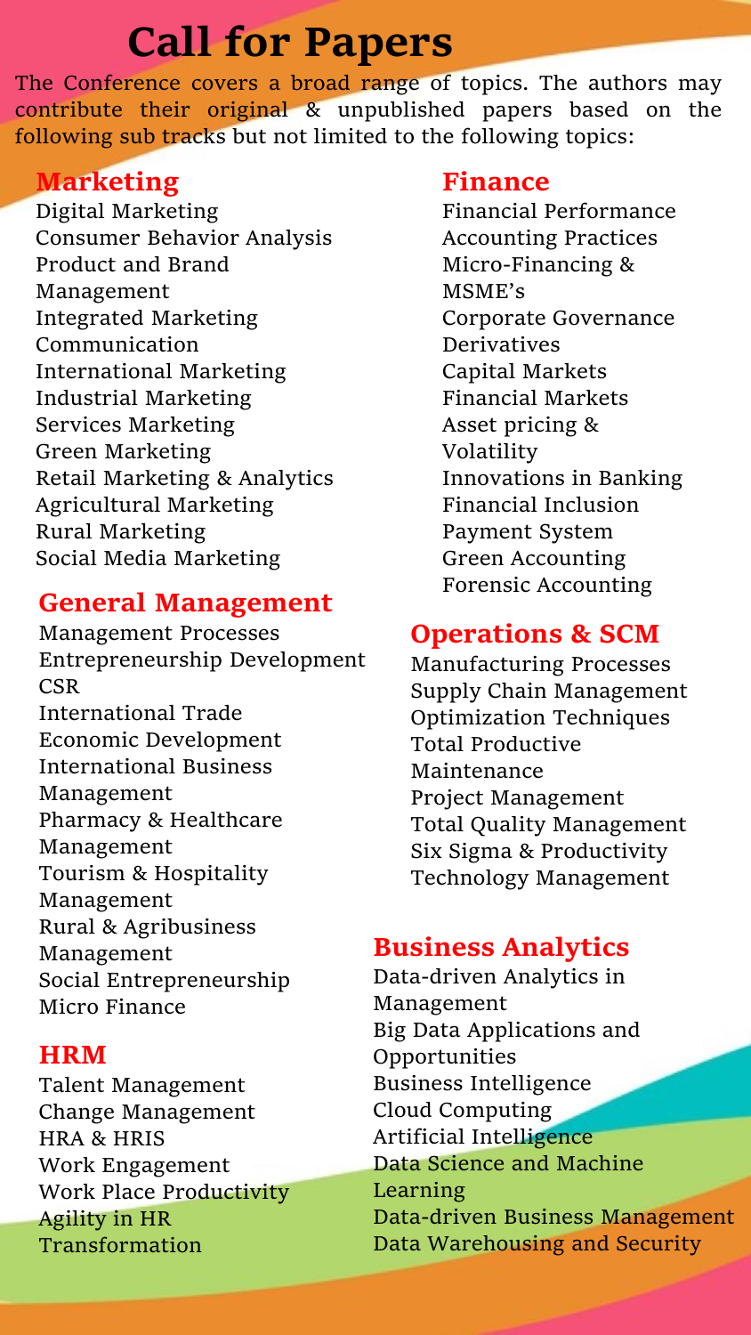# Call for Papers

The Conference covers a broad range of topics. The authors may contribute their original & unpublished papers based on the following sub tracks but not limited to the following topics:

## Marketing

- Digital Marketing
- Consumer Behavior Analysis
- Product and Brand Management
- Integrated Marketing Communication
- International Marketing
- Industrial Marketing
- Services Marketing
- Green Marketing
- Retail Marketing & Analytics
- Agricultural Marketing
- Rural Marketing
- Social Media Marketing

## General Management

- Management Processes
- Entrepreneurship Development
- CSR
- International Trade
- Economic Development
- International Business Management
- Pharmacy & Healthcare Management
- Tourism & Hospitality Management
- Rural & Agribusiness Management
- Social Entrepreneurship
- Micro Finance

## HRM

- Talent Management
- Change Management
- HRA & HRIS
- Work Engagement
- Work Place Productivity
- Agility in HR Transformation

## Finance

- Financial Performance
- Accounting Practices
- Micro-Financing & MSME's
- Corporate Governance
- Derivatives
- Capital Markets
- Financial Markets
- Asset pricing & Volatility
- Innovations in Banking
- Financial Inclusion
- Payment System
- Green Accounting
- Forensic Accounting

## Operations & SCM

- Manufacturing Processes
- Supply Chain Management
- Optimization Techniques
- Total Productive Maintenance
- Project Management
- Total Quality Management
- Six Sigma & Productivity
- Technology Management

## Business Analytics

- Data-driven Analytics in Management
- Big Data Applications and Opportunities
- Business Intelligence
- Cloud Computing
- Artificial Intelligence
- Data Science and Machine Learning
- Data-driven Business Management
- Data Warehousing and Security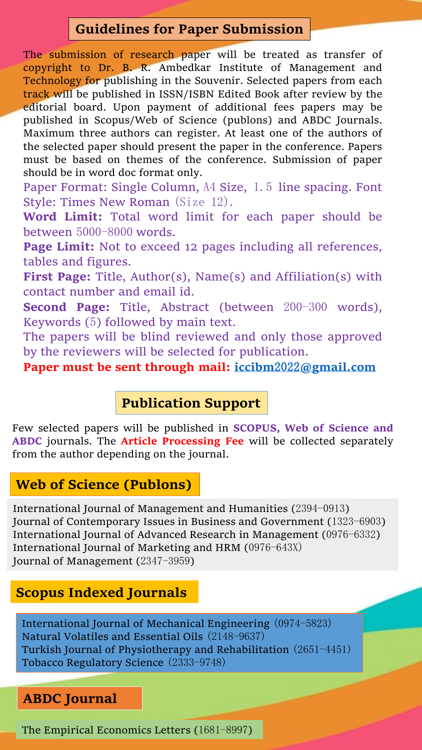## Guidelines for Paper Submission

The submission of research paper will be treated as transfer of copyright to Dr. B. R. Ambedkar Institute of Management and Technology for publishing in the Souvenir. Selected papers from each track will be published in ISSN/ISBN Edited Book after review by the editorial board. Upon payment of additional fees papers may be published in Scopus/Web of Science (publons) and ABDC Journals. Maximum three authors can register. At least one of the authors of the selected paper should present the paper in the conference. Papers must be based on themes of the conference. Submission of paper should be in word doc format only.

Paper Format: Single Column, A4 Size, 1.5 line spacing. Font Style: Times New Roman (Size 12).

**Word Limit:** Total word limit for each paper should be between 5000-8000 words.

**Page Limit:** Not to exceed 12 pages including all references, tables and figures.

**First Page:** Title, Author(s), Name(s) and Affiliation(s) with contact number and email id.

**Second Page:** Title, Abstract (between 200-300 words), Keywords (5) followed by main text.

The papers will be blind reviewed and only those approved by the reviewers will be selected for publication.

**Paper must be sent through mail: iccibm2022@gmail.com**

## Publication Support

Few selected papers will be published in **SCOPUS, Web of Science and ABDC** journals. The **Article Processing Fee** will be collected separately from the author depending on the journal.

### Web of Science (Publons)

International Journal of Management and Humanities (2394-0913)
Journal of Contemporary Issues in Business and Government (1323-6903)
International Journal of Advanced Research in Management (0976-6332)
International Journal of Marketing and HRM (0976-643X)
Journal of Management (2347-3959)

### Scopus Indexed Journals

International Journal of Mechanical Engineering (0974-5823)
Natural Volatiles and Essential Oils (2148-9637)
Turkish Journal of Physiotherapy and Rehabilitation (2651-4451)
Tobacco Regulatory Science (2333-9748)

### ABDC Journal

The Empirical Economics Letters (1681-8997)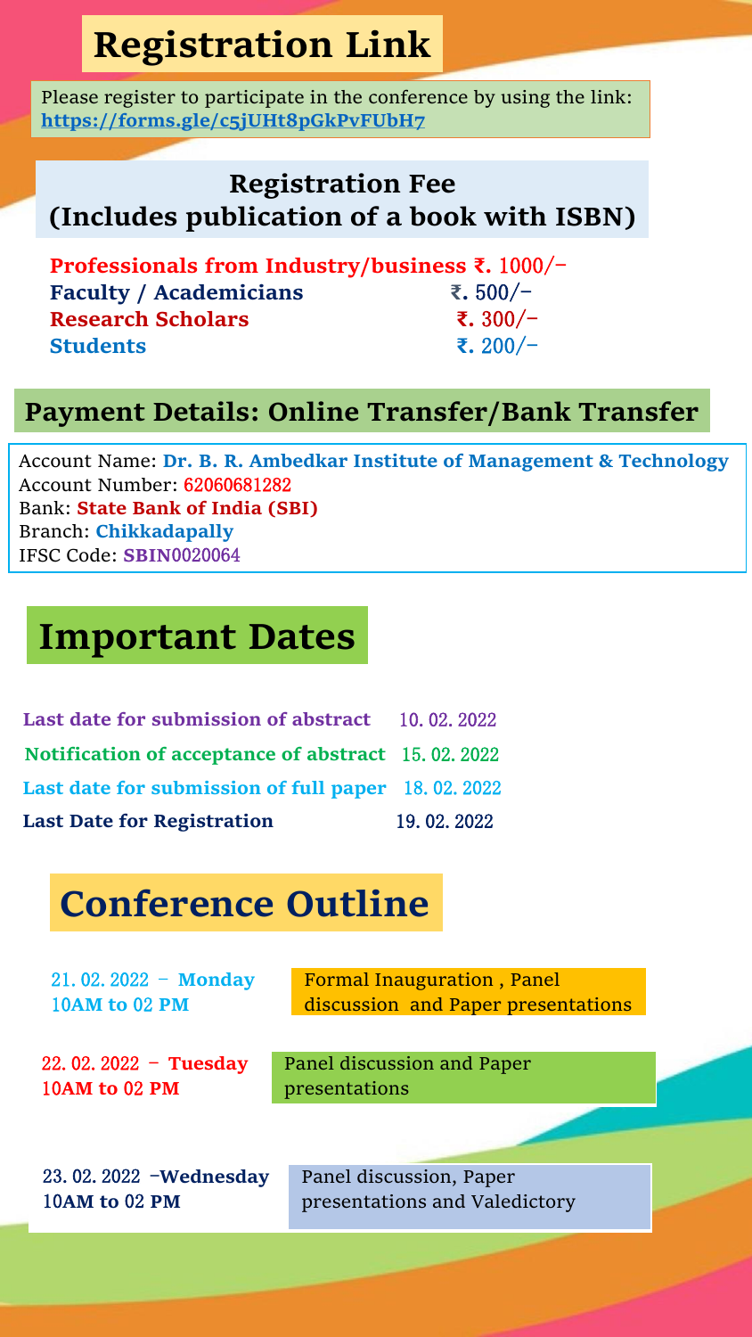## Registration Link

Please register to participate in the conference by using the link: **https://forms.gle/c5jUHt8pGkPvFUbH7**

### Registration Fee (Includes publication of a book with ISBN)

| Category | Fee |
|---|---|
| **Professionals from Industry/business** | **₹.** 1000/- |
| **Faculty / Academicians** | ₹. 500/- |
| **Research Scholars** | **₹.** 300/- |
| **Students** | **₹.** 200/- |

### Payment Details: Online Transfer/Bank Transfer

Account Name: **Dr. B. R. Ambedkar Institute of Management & Technology**
Account Number: 62060681282
Bank: **State Bank of India (SBI)**
Branch: **Chikkadapally**
IFSC Code: **SBIN**0020064

## Important Dates

| Event | Date |
|---|---|
| **Last date for submission of abstract** | 10. 02. 2022 |
| **Notification of acceptance of abstract** | 15. 02. 2022 |
| **Last date for submission of full paper** | 18. 02. 2022 |
| **Last Date for Registration** | 19. 02. 2022 |

## Conference Outline

| Date & Time | Programme |
|---|---|
| 21. 02. 2022 – **Monday** 10**AM to** 02 **PM** | Formal Inauguration , Panel discussion and Paper presentations |
| 22. 02. 2022 – **Tuesday** 10**AM to** 02 **PM** | Panel discussion and Paper presentations |
| 23. 02. 2022 –**Wednesday** 10**AM to** 02 **PM** | Panel discussion, Paper presentations and Valedictory |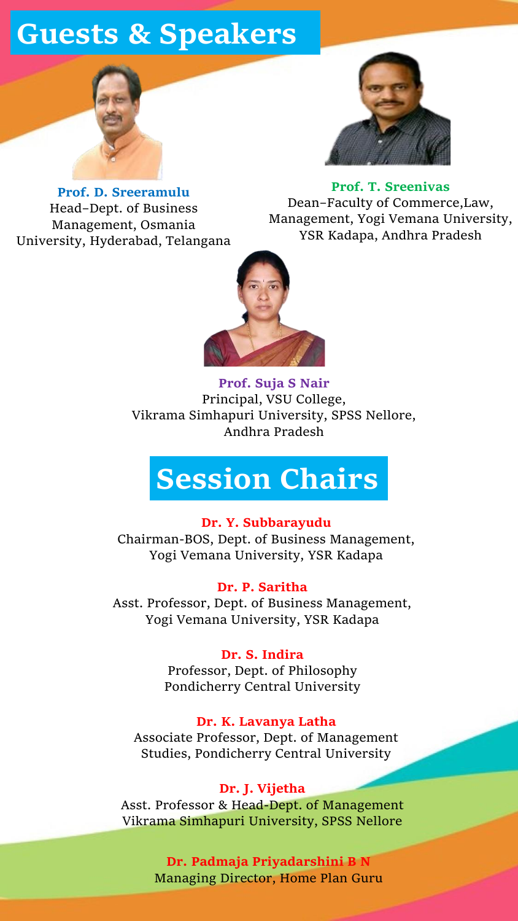# Guests & Speakers

**Prof. D. Sreeramulu**
Head–Dept. of Business Management, Osmania University, Hyderabad, Telangana

**Prof. T. Sreenivas**
Dean–Faculty of Commerce,Law, Management, Yogi Vemana University, YSR Kadapa, Andhra Pradesh

**Prof. Suja S Nair**
Principal, VSU College,
Vikrama Simhapuri University, SPSS Nellore, Andhra Pradesh

# Session Chairs

**Dr. Y. Subbarayudu**
Chairman-BOS, Dept. of Business Management, Yogi Vemana University, YSR Kadapa

**Dr. P. Saritha**
Asst. Professor, Dept. of Business Management, Yogi Vemana University, YSR Kadapa

**Dr. S. Indira**
Professor, Dept. of Philosophy
Pondicherry Central University

**Dr. K. Lavanya Latha**
Associate Professor, Dept. of Management Studies, Pondicherry Central University

**Dr. J. Vijetha**
Asst. Professor & Head-Dept. of Management
Vikrama Simhapuri University, SPSS Nellore

**Dr. Padmaja Priyadarshini B N**
Managing Director, Home Plan Guru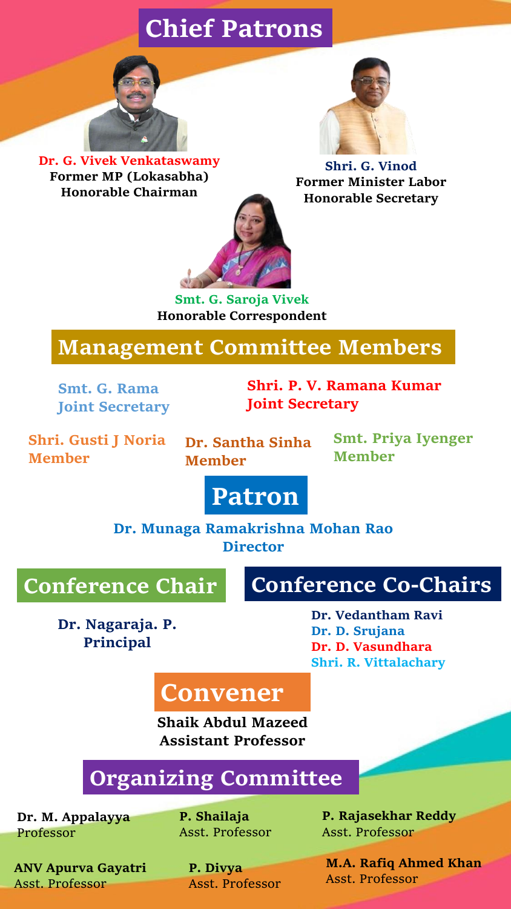# Chief Patrons

**Dr. G. Vivek Venkataswamy**
**Former MP (Lokasabha)**
**Honorable Chairman**

**Shri. G. Vinod**
**Former Minister Labor**
**Honorable Secretary**

**Smt. G. Saroja Vivek**
**Honorable Correspondent**

# Management Committee Members

**Smt. G. Rama**
**Joint Secretary**

**Shri. P. V. Ramana Kumar**
**Joint Secretary**

**Shri. Gusti J Noria**
**Member**

**Dr. Santha Sinha**
**Member**

**Smt. Priya Iyenger**
**Member**

# Patron

**Dr. Munaga Ramakrishna Mohan Rao**
**Director**

# Conference Chair

**Dr. Nagaraja. P.**
**Principal**

# Conference Co-Chairs

**Dr. Vedantham Ravi**
**Dr. D. Srujana**
**Dr. D. Vasundhara**
**Shri. R. Vittalachary**

# Convener

**Shaik Abdul Mazeed**
**Assistant Professor**

# Organizing Committee

**Dr. M. Appalayya**
Professor

**P. Shailaja**
Asst. Professor

**P. Rajasekhar Reddy**
Asst. Professor

**ANV Apurva Gayatri**
Asst. Professor

**P. Divya**
Asst. Professor

**M.A. Rafiq Ahmed Khan**
Asst. Professor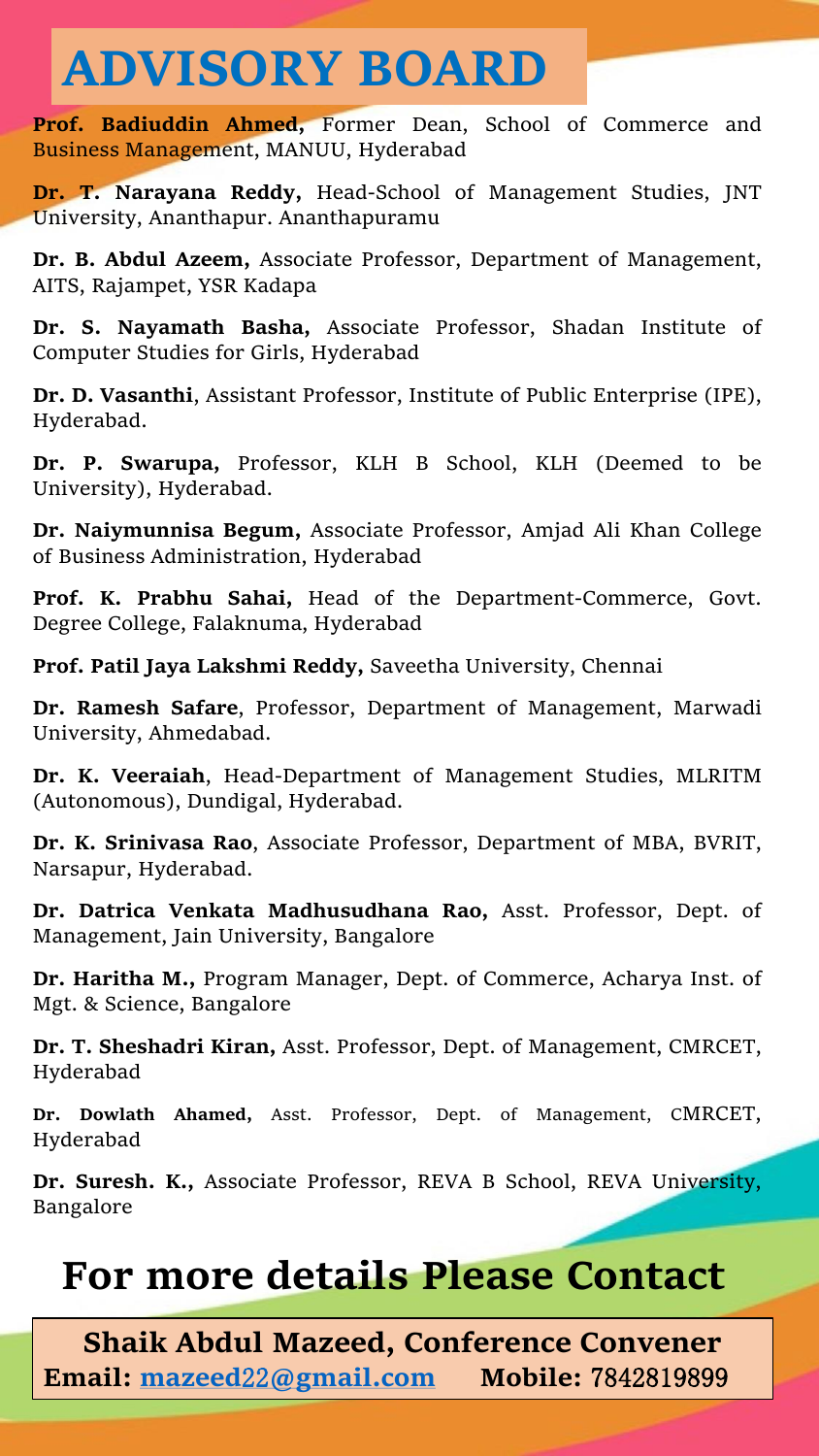# ADVISORY BOARD

**Prof. Badiuddin Ahmed,** Former Dean, School of Commerce and Business Management, MANUU, Hyderabad

**Dr. T. Narayana Reddy,** Head-School of Management Studies, JNT University, Ananthapur. Ananthapuramu

**Dr. B. Abdul Azeem,** Associate Professor, Department of Management, AITS, Rajampet, YSR Kadapa

**Dr. S. Nayamath Basha,** Associate Professor, Shadan Institute of Computer Studies for Girls, Hyderabad

**Dr. D. Vasanthi**, Assistant Professor, Institute of Public Enterprise (IPE), Hyderabad.

**Dr. P. Swarupa,** Professor, KLH B School, KLH (Deemed to be University), Hyderabad.

**Dr. Naiymunnisa Begum,** Associate Professor, Amjad Ali Khan College of Business Administration, Hyderabad

**Prof. K. Prabhu Sahai,** Head of the Department-Commerce, Govt. Degree College, Falaknuma, Hyderabad

**Prof. Patil Jaya Lakshmi Reddy,** Saveetha University, Chennai

**Dr. Ramesh Safare**, Professor, Department of Management, Marwadi University, Ahmedabad.

**Dr. K. Veeraiah**, Head-Department of Management Studies, MLRITM (Autonomous), Dundigal, Hyderabad.

**Dr. K. Srinivasa Rao**, Associate Professor, Department of MBA, BVRIT, Narsapur, Hyderabad.

**Dr. Datrica Venkata Madhusudhana Rao,** Asst. Professor, Dept. of Management, Jain University, Bangalore

**Dr. Haritha M.,** Program Manager, Dept. of Commerce, Acharya Inst. of Mgt. & Science, Bangalore

**Dr. T. Sheshadri Kiran,** Asst. Professor, Dept. of Management, CMRCET, Hyderabad

**Dr. Dowlath Ahamed,** Asst. Professor, Dept. of Management, CMRCET, Hyderabad

**Dr. Suresh. K.,** Associate Professor, REVA B School, REVA University, Bangalore

## For more details Please Contact

**Shaik Abdul Mazeed, Conference Convener**
**Email:** mazeed22@gmail.com **Mobile:** 7842819899